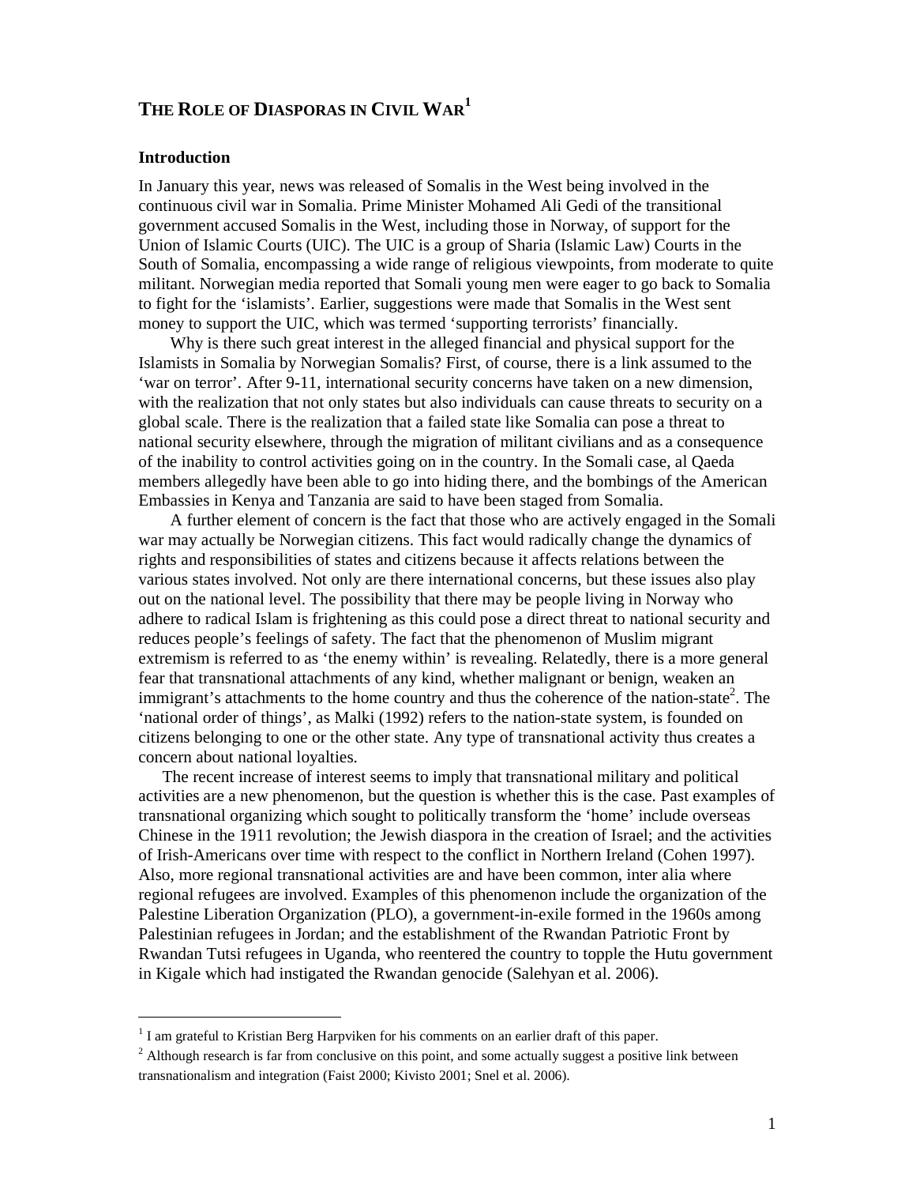// THE ROLE OF DIASPORAS IN CIVIL WAR[1]

## Introduction

In January this year, news was released of Somalis in the West being involved in the continuous civil war in Somalia. Prime Minister Mohamed Ali Gedi of the transitional government accused Somalis in the West, including those in Norway, of support for the Union of Islamic Courts (UIC). The UIC is a group of Sharia (Islamic Law) Courts in the South of Somalia, encompassing a wide range of religious viewpoints, from moderate to quite militant. Norwegian media reported that Somali young men were eager to go back to Somalia to fight for the 'islamists'. Earlier, suggestions were made that Somalis in the West sent money to support the UIC, which was termed 'supporting terrorists' financially.

Why is there such great interest in the alleged financial and physical support for the Islamists in Somalia by Norwegian Somalis? First, of course, there is a link assumed to the 'war on terror'. After 9-11, international security concerns have taken on a new dimension, with the realization that not only states but also individuals can cause threats to security on a global scale. There is the realization that a failed state like Somalia can pose a threat to national security elsewhere, through the migration of militant civilians and as a consequence of the inability to control activities going on in the country. In the Somali case, al Qaeda members allegedly have been able to go into hiding there, and the bombings of the American Embassies in Kenya and Tanzania are said to have been staged from Somalia.

A further element of concern is the fact that those who are actively engaged in the Somali war may actually be Norwegian citizens. This fact would radically change the dynamics of rights and responsibilities of states and citizens because it affects relations between the various states involved. Not only are there international concerns, but these issues also play out on the national level. The possibility that there may be people living in Norway who adhere to radical Islam is frightening as this could pose a direct threat to national security and reduces people's feelings of safety. The fact that the phenomenon of Muslim migrant extremism is referred to as 'the enemy within' is revealing. Relatedly, there is a more general fear that transnational attachments of any kind, whether malignant or benign, weaken an immigrant's attachments to the home country and thus the coherence of the nation-state[2]. The 'national order of things', as Malki (1992) refers to the nation-state system, is founded on citizens belonging to one or the other state. Any type of transnational activity thus creates a concern about national loyalties.

The recent increase of interest seems to imply that transnational military and political activities are a new phenomenon, but the question is whether this is the case. Past examples of transnational organizing which sought to politically transform the 'home' include overseas Chinese in the 1911 revolution; the Jewish diaspora in the creation of Israel; and the activities of Irish-Americans over time with respect to the conflict in Northern Ireland (Cohen 1997). Also, more regional transnational activities are and have been common, inter alia where regional refugees are involved. Examples of this phenomenon include the organization of the Palestine Liberation Organization (PLO), a government-in-exile formed in the 1960s among Palestinian refugees in Jordan; and the establishment of the Rwandan Patriotic Front by Rwandan Tutsi refugees in Uganda, who reentered the country to topple the Hutu government in Kigale which had instigated the Rwandan genocide (Salehyan et al. 2006).

---

[1] I am grateful to Kristian Berg Harpviken for his comments on an earlier draft of this paper.

[2] Although research is far from conclusive on this point, and some actually suggest a positive link between transnationalism and integration (Faist 2000; Kivisto 2001; Snel et al. 2006).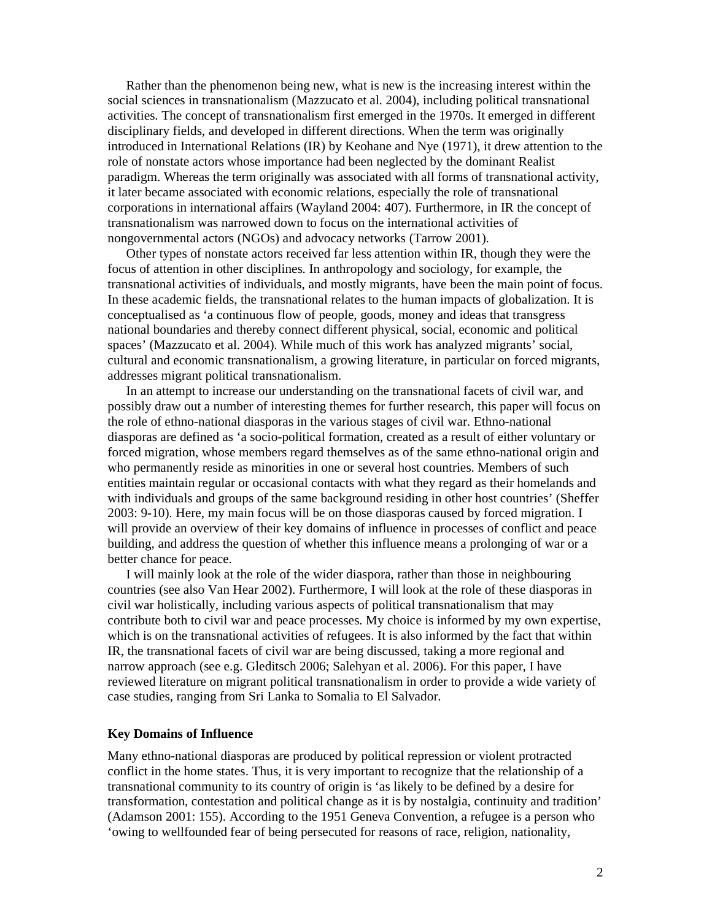Rather than the phenomenon being new, what is new is the increasing interest within the social sciences in transnationalism (Mazzucato et al. 2004), including political transnational activities. The concept of transnationalism first emerged in the 1970s. It emerged in different disciplinary fields, and developed in different directions. When the term was originally introduced in International Relations (IR) by Keohane and Nye (1971), it drew attention to the role of nonstate actors whose importance had been neglected by the dominant Realist paradigm. Whereas the term originally was associated with all forms of transnational activity, it later became associated with economic relations, especially the role of transnational corporations in international affairs (Wayland 2004: 407). Furthermore, in IR the concept of transnationalism was narrowed down to focus on the international activities of nongovernmental actors (NGOs) and advocacy networks (Tarrow 2001).

Other types of nonstate actors received far less attention within IR, though they were the focus of attention in other disciplines. In anthropology and sociology, for example, the transnational activities of individuals, and mostly migrants, have been the main point of focus. In these academic fields, the transnational relates to the human impacts of globalization. It is conceptualised as 'a continuous flow of people, goods, money and ideas that transgress national boundaries and thereby connect different physical, social, economic and political spaces' (Mazzucato et al. 2004). While much of this work has analyzed migrants' social, cultural and economic transnationalism, a growing literature, in particular on forced migrants, addresses migrant political transnationalism.

In an attempt to increase our understanding on the transnational facets of civil war, and possibly draw out a number of interesting themes for further research, this paper will focus on the role of ethno-national diasporas in the various stages of civil war. Ethno-national diasporas are defined as 'a socio-political formation, created as a result of either voluntary or forced migration, whose members regard themselves as of the same ethno-national origin and who permanently reside as minorities in one or several host countries. Members of such entities maintain regular or occasional contacts with what they regard as their homelands and with individuals and groups of the same background residing in other host countries' (Sheffer 2003: 9-10). Here, my main focus will be on those diasporas caused by forced migration. I will provide an overview of their key domains of influence in processes of conflict and peace building, and address the question of whether this influence means a prolonging of war or a better chance for peace.

I will mainly look at the role of the wider diaspora, rather than those in neighbouring countries (see also Van Hear 2002). Furthermore, I will look at the role of these diasporas in civil war holistically, including various aspects of political transnationalism that may contribute both to civil war and peace processes. My choice is informed by my own expertise, which is on the transnational activities of refugees. It is also informed by the fact that within IR, the transnational facets of civil war are being discussed, taking a more regional and narrow approach (see e.g. Gleditsch 2006; Salehyan et al. 2006). For this paper, I have reviewed literature on migrant political transnationalism in order to provide a wide variety of case studies, ranging from Sri Lanka to Somalia to El Salvador.

## Key Domains of Influence

Many ethno-national diasporas are produced by political repression or violent protracted conflict in the home states. Thus, it is very important to recognize that the relationship of a transnational community to its country of origin is 'as likely to be defined by a desire for transformation, contestation and political change as it is by nostalgia, continuity and tradition' (Adamson 2001: 155). According to the 1951 Geneva Convention, a refugee is a person who 'owing to wellfounded fear of being persecuted for reasons of race, religion, nationality,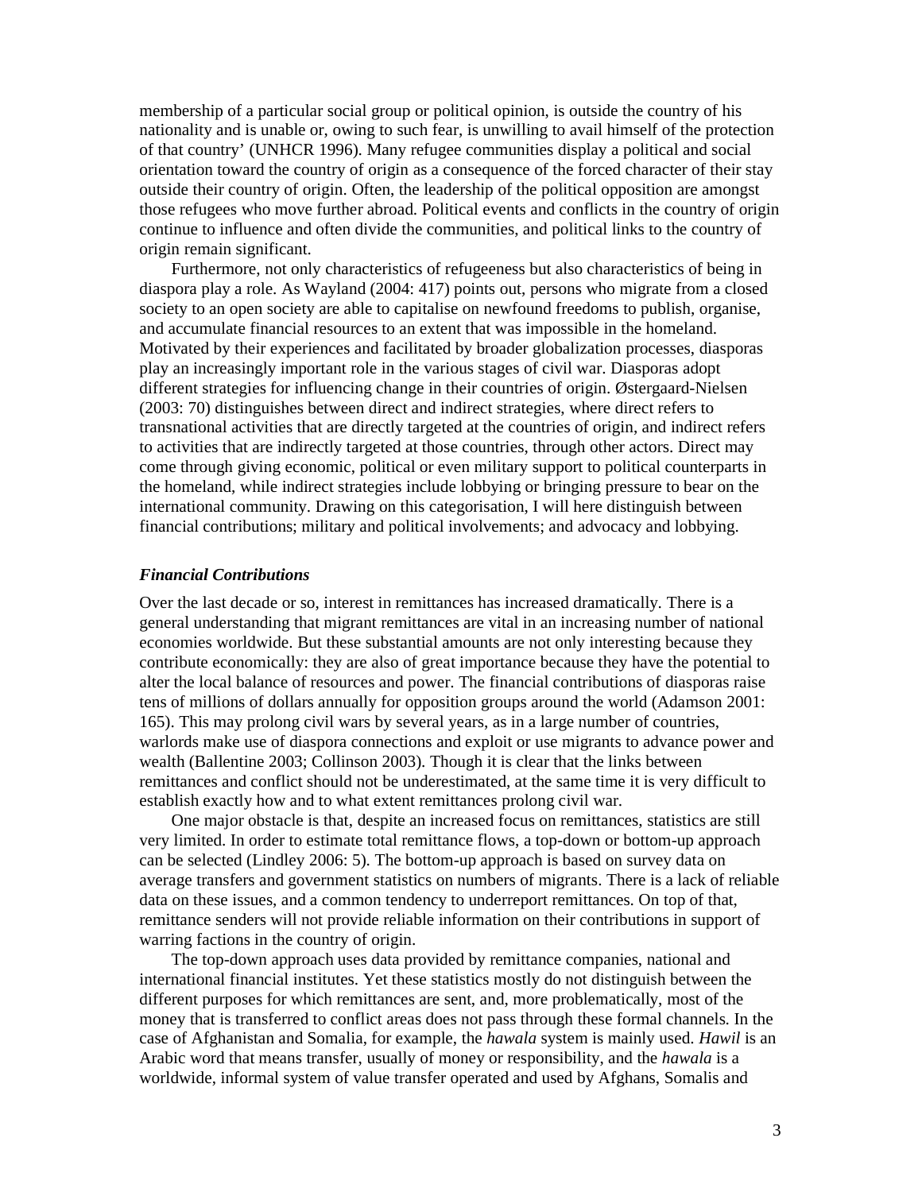membership of a particular social group or political opinion, is outside the country of his nationality and is unable or, owing to such fear, is unwilling to avail himself of the protection of that country' (UNHCR 1996). Many refugee communities display a political and social orientation toward the country of origin as a consequence of the forced character of their stay outside their country of origin. Often, the leadership of the political opposition are amongst those refugees who move further abroad. Political events and conflicts in the country of origin continue to influence and often divide the communities, and political links to the country of origin remain significant.

Furthermore, not only characteristics of refugeeness but also characteristics of being in diaspora play a role. As Wayland (2004: 417) points out, persons who migrate from a closed society to an open society are able to capitalise on newfound freedoms to publish, organise, and accumulate financial resources to an extent that was impossible in the homeland. Motivated by their experiences and facilitated by broader globalization processes, diasporas play an increasingly important role in the various stages of civil war. Diasporas adopt different strategies for influencing change in their countries of origin. Østergaard-Nielsen (2003: 70) distinguishes between direct and indirect strategies, where direct refers to transnational activities that are directly targeted at the countries of origin, and indirect refers to activities that are indirectly targeted at those countries, through other actors. Direct may come through giving economic, political or even military support to political counterparts in the homeland, while indirect strategies include lobbying or bringing pressure to bear on the international community. Drawing on this categorisation, I will here distinguish between financial contributions; military and political involvements; and advocacy and lobbying.

### *Financial Contributions*

Over the last decade or so, interest in remittances has increased dramatically. There is a general understanding that migrant remittances are vital in an increasing number of national economies worldwide. But these substantial amounts are not only interesting because they contribute economically: they are also of great importance because they have the potential to alter the local balance of resources and power. The financial contributions of diasporas raise tens of millions of dollars annually for opposition groups around the world (Adamson 2001: 165). This may prolong civil wars by several years, as in a large number of countries, warlords make use of diaspora connections and exploit or use migrants to advance power and wealth (Ballentine 2003; Collinson 2003). Though it is clear that the links between remittances and conflict should not be underestimated, at the same time it is very difficult to establish exactly how and to what extent remittances prolong civil war.

One major obstacle is that, despite an increased focus on remittances, statistics are still very limited. In order to estimate total remittance flows, a top-down or bottom-up approach can be selected (Lindley 2006: 5). The bottom-up approach is based on survey data on average transfers and government statistics on numbers of migrants. There is a lack of reliable data on these issues, and a common tendency to underreport remittances. On top of that, remittance senders will not provide reliable information on their contributions in support of warring factions in the country of origin.

The top-down approach uses data provided by remittance companies, national and international financial institutes. Yet these statistics mostly do not distinguish between the different purposes for which remittances are sent, and, more problematically, most of the money that is transferred to conflict areas does not pass through these formal channels. In the case of Afghanistan and Somalia, for example, the *hawala* system is mainly used. *Hawil* is an Arabic word that means transfer, usually of money or responsibility, and the *hawala* is a worldwide, informal system of value transfer operated and used by Afghans, Somalis and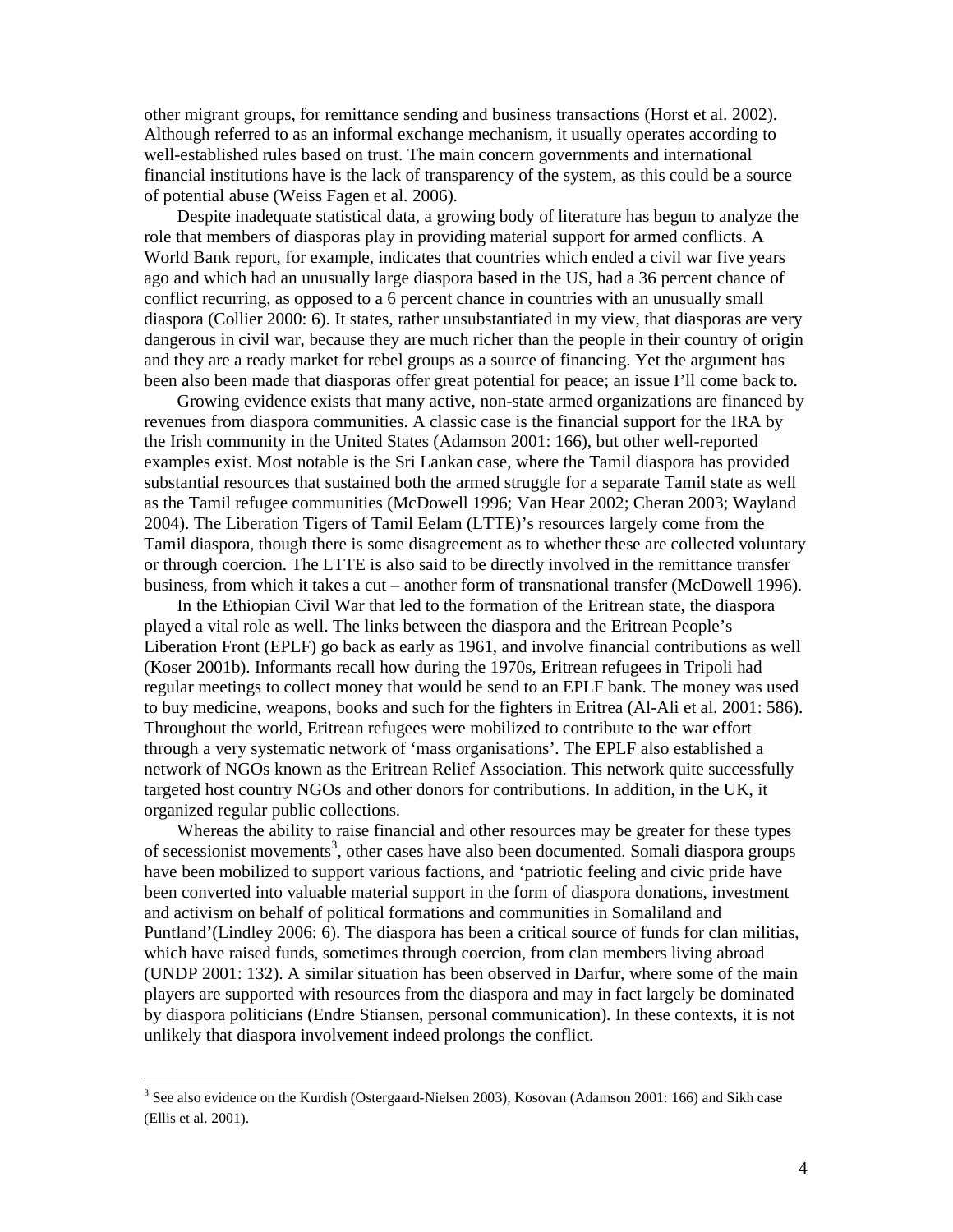other migrant groups, for remittance sending and business transactions (Horst et al. 2002). Although referred to as an informal exchange mechanism, it usually operates according to well-established rules based on trust. The main concern governments and international financial institutions have is the lack of transparency of the system, as this could be a source of potential abuse (Weiss Fagen et al. 2006).

Despite inadequate statistical data, a growing body of literature has begun to analyze the role that members of diasporas play in providing material support for armed conflicts. A World Bank report, for example, indicates that countries which ended a civil war five years ago and which had an unusually large diaspora based in the US, had a 36 percent chance of conflict recurring, as opposed to a 6 percent chance in countries with an unusually small diaspora (Collier 2000: 6). It states, rather unsubstantiated in my view, that diasporas are very dangerous in civil war, because they are much richer than the people in their country of origin and they are a ready market for rebel groups as a source of financing. Yet the argument has been also been made that diasporas offer great potential for peace; an issue I'll come back to.

Growing evidence exists that many active, non-state armed organizations are financed by revenues from diaspora communities. A classic case is the financial support for the IRA by the Irish community in the United States (Adamson 2001: 166), but other well-reported examples exist. Most notable is the Sri Lankan case, where the Tamil diaspora has provided substantial resources that sustained both the armed struggle for a separate Tamil state as well as the Tamil refugee communities (McDowell 1996; Van Hear 2002; Cheran 2003; Wayland 2004). The Liberation Tigers of Tamil Eelam (LTTE)'s resources largely come from the Tamil diaspora, though there is some disagreement as to whether these are collected voluntary or through coercion. The LTTE is also said to be directly involved in the remittance transfer business, from which it takes a cut – another form of transnational transfer (McDowell 1996).

In the Ethiopian Civil War that led to the formation of the Eritrean state, the diaspora played a vital role as well. The links between the diaspora and the Eritrean People's Liberation Front (EPLF) go back as early as 1961, and involve financial contributions as well (Koser 2001b). Informants recall how during the 1970s, Eritrean refugees in Tripoli had regular meetings to collect money that would be send to an EPLF bank. The money was used to buy medicine, weapons, books and such for the fighters in Eritrea (Al-Ali et al. 2001: 586). Throughout the world, Eritrean refugees were mobilized to contribute to the war effort through a very systematic network of 'mass organisations'. The EPLF also established a network of NGOs known as the Eritrean Relief Association. This network quite successfully targeted host country NGOs and other donors for contributions. In addition, in the UK, it organized regular public collections.

Whereas the ability to raise financial and other resources may be greater for these types of secessionist movements[3], other cases have also been documented. Somali diaspora groups have been mobilized to support various factions, and 'patriotic feeling and civic pride have been converted into valuable material support in the form of diaspora donations, investment and activism on behalf of political formations and communities in Somaliland and Puntland'(Lindley 2006: 6). The diaspora has been a critical source of funds for clan militias, which have raised funds, sometimes through coercion, from clan members living abroad (UNDP 2001: 132). A similar situation has been observed in Darfur, where some of the main players are supported with resources from the diaspora and may in fact largely be dominated by diaspora politicians (Endre Stiansen, personal communication). In these contexts, it is not unlikely that diaspora involvement indeed prolongs the conflict.

[3] See also evidence on the Kurdish (Ostergaard-Nielsen 2003), Kosovan (Adamson 2001: 166) and Sikh case (Ellis et al. 2001).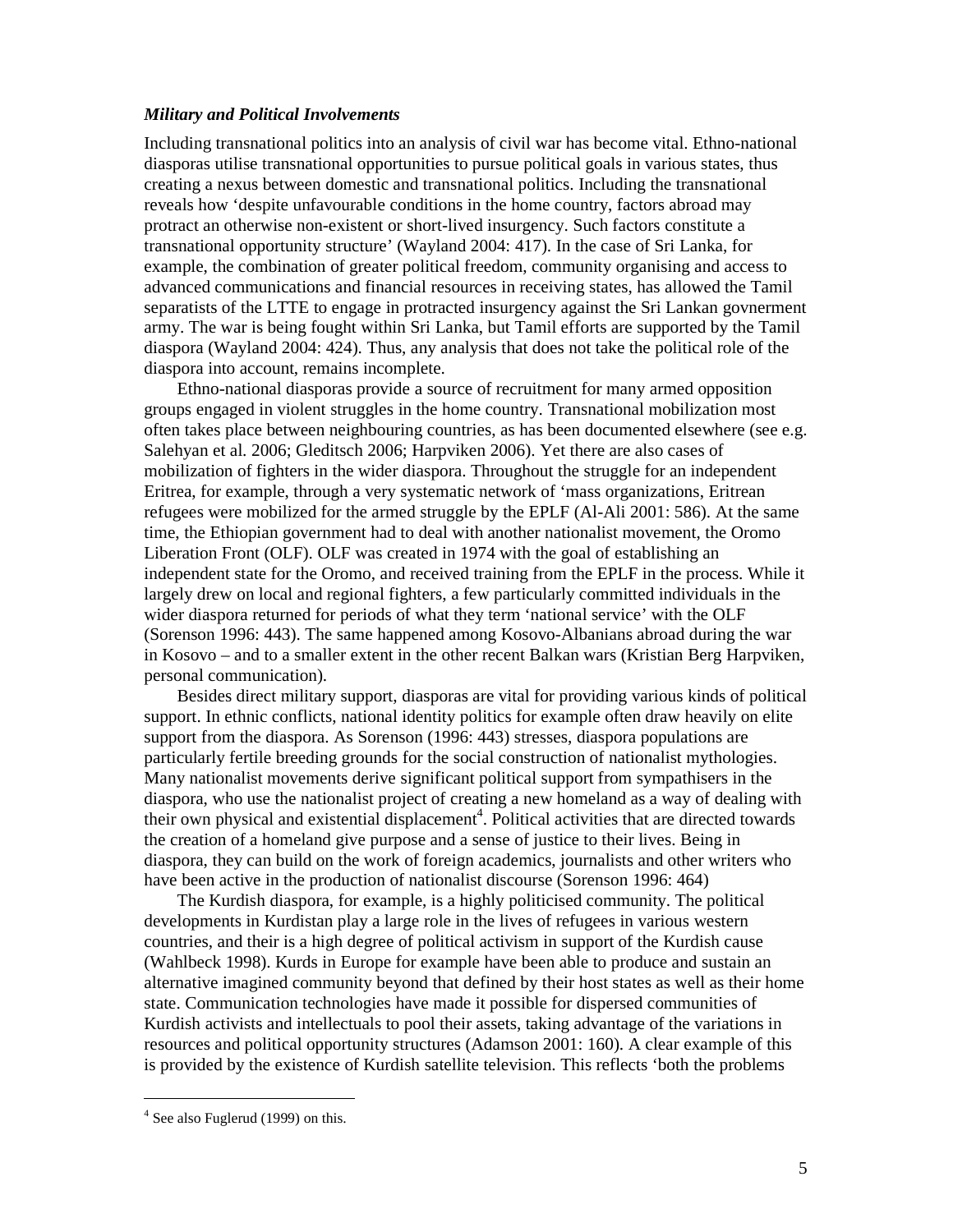### *Military and Political Involvements*

Including transnational politics into an analysis of civil war has become vital. Ethno-national diasporas utilise transnational opportunities to pursue political goals in various states, thus creating a nexus between domestic and transnational politics. Including the transnational reveals how 'despite unfavourable conditions in the home country, factors abroad may protract an otherwise non-existent or short-lived insurgency. Such factors constitute a transnational opportunity structure' (Wayland 2004: 417). In the case of Sri Lanka, for example, the combination of greater political freedom, community organising and access to advanced communications and financial resources in receiving states, has allowed the Tamil separatists of the LTTE to engage in protracted insurgency against the Sri Lankan govnerment army. The war is being fought within Sri Lanka, but Tamil efforts are supported by the Tamil diaspora (Wayland 2004: 424). Thus, any analysis that does not take the political role of the diaspora into account, remains incomplete.

Ethno-national diasporas provide a source of recruitment for many armed opposition groups engaged in violent struggles in the home country. Transnational mobilization most often takes place between neighbouring countries, as has been documented elsewhere (see e.g. Salehyan et al. 2006; Gleditsch 2006; Harpviken 2006). Yet there are also cases of mobilization of fighters in the wider diaspora. Throughout the struggle for an independent Eritrea, for example, through a very systematic network of 'mass organizations, Eritrean refugees were mobilized for the armed struggle by the EPLF (Al-Ali 2001: 586). At the same time, the Ethiopian government had to deal with another nationalist movement, the Oromo Liberation Front (OLF). OLF was created in 1974 with the goal of establishing an independent state for the Oromo, and received training from the EPLF in the process. While it largely drew on local and regional fighters, a few particularly committed individuals in the wider diaspora returned for periods of what they term 'national service' with the OLF (Sorenson 1996: 443). The same happened among Kosovo-Albanians abroad during the war in Kosovo – and to a smaller extent in the other recent Balkan wars (Kristian Berg Harpviken, personal communication).

Besides direct military support, diasporas are vital for providing various kinds of political support. In ethnic conflicts, national identity politics for example often draw heavily on elite support from the diaspora. As Sorenson (1996: 443) stresses, diaspora populations are particularly fertile breeding grounds for the social construction of nationalist mythologies. Many nationalist movements derive significant political support from sympathisers in the diaspora, who use the nationalist project of creating a new homeland as a way of dealing with their own physical and existential displacement[4]. Political activities that are directed towards the creation of a homeland give purpose and a sense of justice to their lives. Being in diaspora, they can build on the work of foreign academics, journalists and other writers who have been active in the production of nationalist discourse (Sorenson 1996: 464)

The Kurdish diaspora, for example, is a highly politicised community. The political developments in Kurdistan play a large role in the lives of refugees in various western countries, and their is a high degree of political activism in support of the Kurdish cause (Wahlbeck 1998). Kurds in Europe for example have been able to produce and sustain an alternative imagined community beyond that defined by their host states as well as their home state. Communication technologies have made it possible for dispersed communities of Kurdish activists and intellectuals to pool their assets, taking advantage of the variations in resources and political opportunity structures (Adamson 2001: 160). A clear example of this is provided by the existence of Kurdish satellite television. This reflects 'both the problems

---

[4] See also Fuglerud (1999) on this.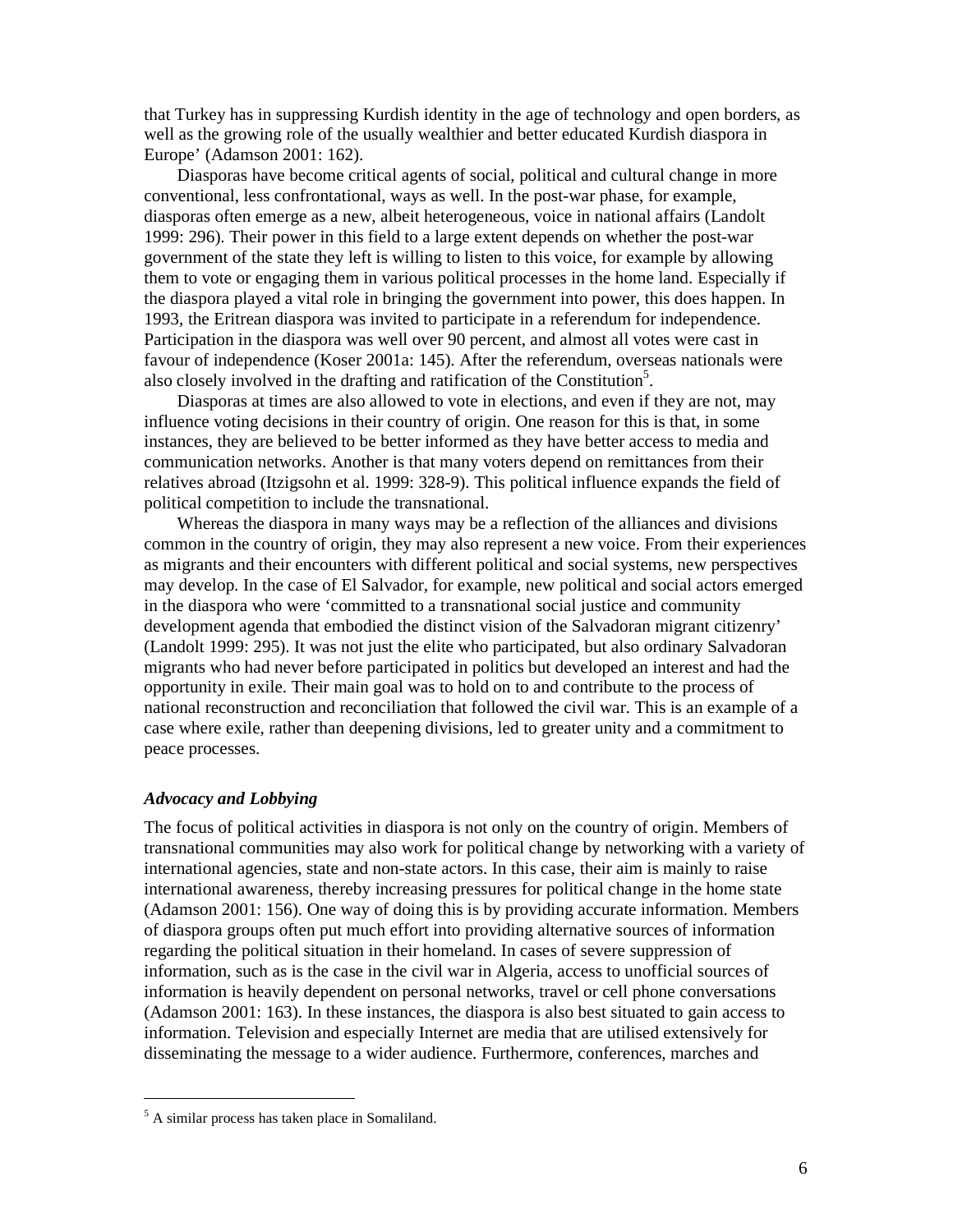that Turkey has in suppressing Kurdish identity in the age of technology and open borders, as well as the growing role of the usually wealthier and better educated Kurdish diaspora in Europe' (Adamson 2001: 162).

Diasporas have become critical agents of social, political and cultural change in more conventional, less confrontational, ways as well. In the post-war phase, for example, diasporas often emerge as a new, albeit heterogeneous, voice in national affairs (Landolt 1999: 296). Their power in this field to a large extent depends on whether the post-war government of the state they left is willing to listen to this voice, for example by allowing them to vote or engaging them in various political processes in the home land. Especially if the diaspora played a vital role in bringing the government into power, this does happen. In 1993, the Eritrean diaspora was invited to participate in a referendum for independence. Participation in the diaspora was well over 90 percent, and almost all votes were cast in favour of independence (Koser 2001a: 145). After the referendum, overseas nationals were also closely involved in the drafting and ratification of the Constitution[5].

Diasporas at times are also allowed to vote in elections, and even if they are not, may influence voting decisions in their country of origin. One reason for this is that, in some instances, they are believed to be better informed as they have better access to media and communication networks. Another is that many voters depend on remittances from their relatives abroad (Itzigsohn et al. 1999: 328-9). This political influence expands the field of political competition to include the transnational.

Whereas the diaspora in many ways may be a reflection of the alliances and divisions common in the country of origin, they may also represent a new voice. From their experiences as migrants and their encounters with different political and social systems, new perspectives may develop. In the case of El Salvador, for example, new political and social actors emerged in the diaspora who were 'committed to a transnational social justice and community development agenda that embodied the distinct vision of the Salvadoran migrant citizenry' (Landolt 1999: 295). It was not just the elite who participated, but also ordinary Salvadoran migrants who had never before participated in politics but developed an interest and had the opportunity in exile. Their main goal was to hold on to and contribute to the process of national reconstruction and reconciliation that followed the civil war. This is an example of a case where exile, rather than deepening divisions, led to greater unity and a commitment to peace processes.

### *Advocacy and Lobbying*

The focus of political activities in diaspora is not only on the country of origin. Members of transnational communities may also work for political change by networking with a variety of international agencies, state and non-state actors. In this case, their aim is mainly to raise international awareness, thereby increasing pressures for political change in the home state (Adamson 2001: 156). One way of doing this is by providing accurate information. Members of diaspora groups often put much effort into providing alternative sources of information regarding the political situation in their homeland. In cases of severe suppression of information, such as is the case in the civil war in Algeria, access to unofficial sources of information is heavily dependent on personal networks, travel or cell phone conversations (Adamson 2001: 163). In these instances, the diaspora is also best situated to gain access to information. Television and especially Internet are media that are utilised extensively for disseminating the message to a wider audience. Furthermore, conferences, marches and

---

[5] A similar process has taken place in Somaliland.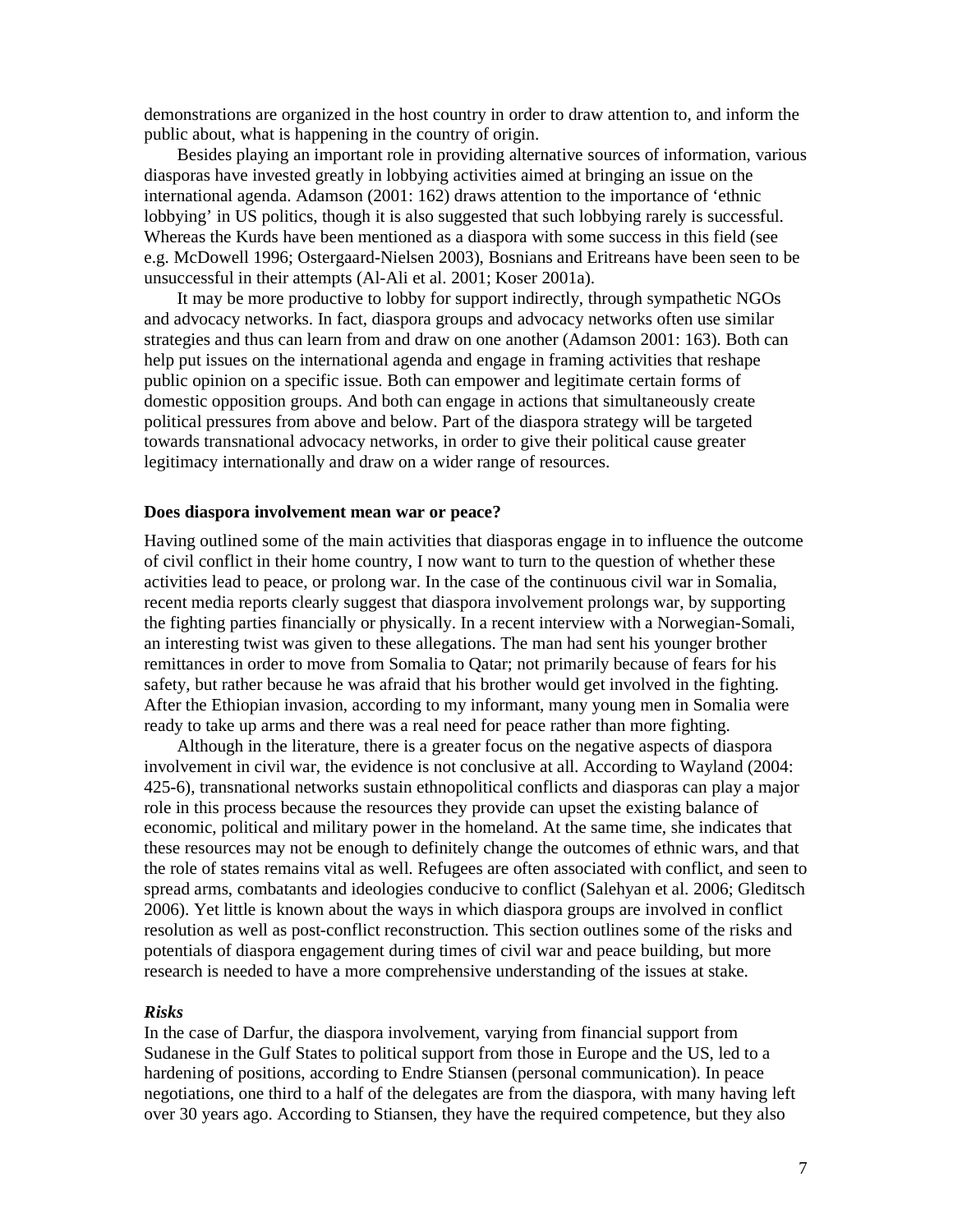demonstrations are organized in the host country in order to draw attention to, and inform the public about, what is happening in the country of origin.

Besides playing an important role in providing alternative sources of information, various diasporas have invested greatly in lobbying activities aimed at bringing an issue on the international agenda. Adamson (2001: 162) draws attention to the importance of 'ethnic lobbying' in US politics, though it is also suggested that such lobbying rarely is successful. Whereas the Kurds have been mentioned as a diaspora with some success in this field (see e.g. McDowell 1996; Ostergaard-Nielsen 2003), Bosnians and Eritreans have been seen to be unsuccessful in their attempts (Al-Ali et al. 2001; Koser 2001a).

It may be more productive to lobby for support indirectly, through sympathetic NGOs and advocacy networks. In fact, diaspora groups and advocacy networks often use similar strategies and thus can learn from and draw on one another (Adamson 2001: 163). Both can help put issues on the international agenda and engage in framing activities that reshape public opinion on a specific issue. Both can empower and legitimate certain forms of domestic opposition groups. And both can engage in actions that simultaneously create political pressures from above and below. Part of the diaspora strategy will be targeted towards transnational advocacy networks, in order to give their political cause greater legitimacy internationally and draw on a wider range of resources.

**Does diaspora involvement mean war or peace?**

Having outlined some of the main activities that diasporas engage in to influence the outcome of civil conflict in their home country, I now want to turn to the question of whether these activities lead to peace, or prolong war. In the case of the continuous civil war in Somalia, recent media reports clearly suggest that diaspora involvement prolongs war, by supporting the fighting parties financially or physically. In a recent interview with a Norwegian-Somali, an interesting twist was given to these allegations. The man had sent his younger brother remittances in order to move from Somalia to Qatar; not primarily because of fears for his safety, but rather because he was afraid that his brother would get involved in the fighting. After the Ethiopian invasion, according to my informant, many young men in Somalia were ready to take up arms and there was a real need for peace rather than more fighting.

Although in the literature, there is a greater focus on the negative aspects of diaspora involvement in civil war, the evidence is not conclusive at all. According to Wayland (2004: 425-6), transnational networks sustain ethnopolitical conflicts and diasporas can play a major role in this process because the resources they provide can upset the existing balance of economic, political and military power in the homeland. At the same time, she indicates that these resources may not be enough to definitely change the outcomes of ethnic wars, and that the role of states remains vital as well. Refugees are often associated with conflict, and seen to spread arms, combatants and ideologies conducive to conflict (Salehyan et al. 2006; Gleditsch 2006). Yet little is known about the ways in which diaspora groups are involved in conflict resolution as well as post-conflict reconstruction. This section outlines some of the risks and potentials of diaspora engagement during times of civil war and peace building, but more research is needed to have a more comprehensive understanding of the issues at stake.

***Risks***

In the case of Darfur, the diaspora involvement, varying from financial support from Sudanese in the Gulf States to political support from those in Europe and the US, led to a hardening of positions, according to Endre Stiansen (personal communication). In peace negotiations, one third to a half of the delegates are from the diaspora, with many having left over 30 years ago. According to Stiansen, they have the required competence, but they also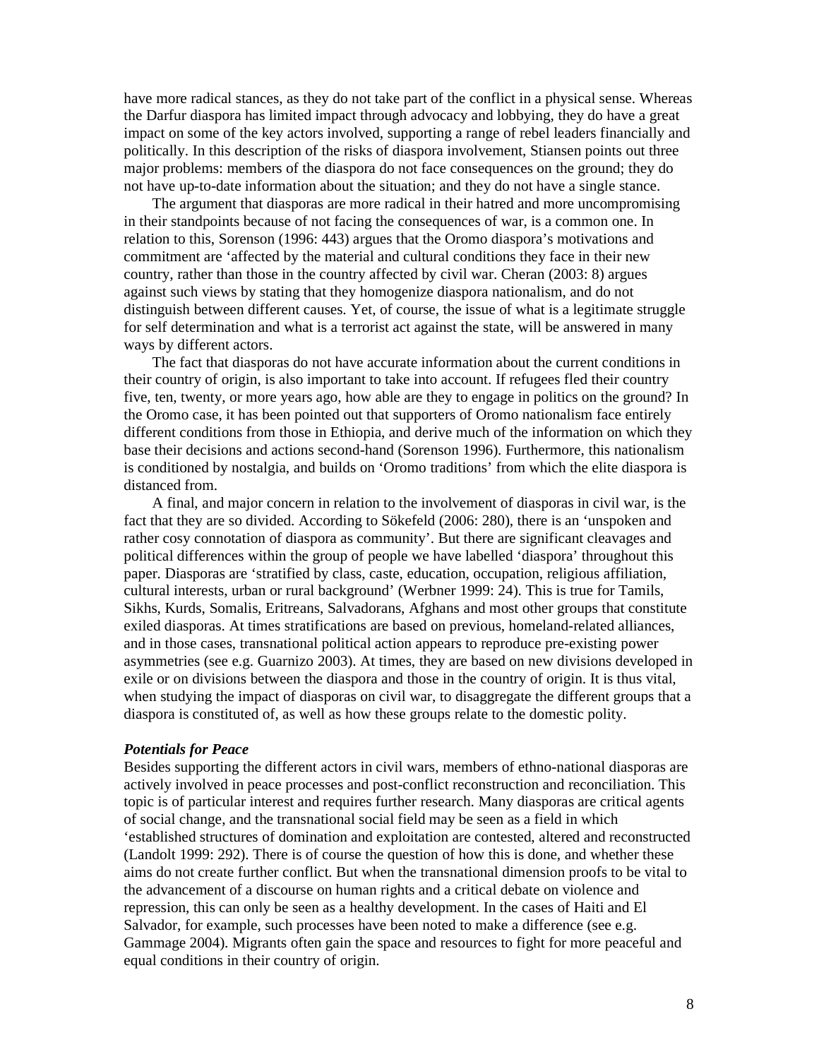have more radical stances, as they do not take part of the conflict in a physical sense. Whereas the Darfur diaspora has limited impact through advocacy and lobbying, they do have a great impact on some of the key actors involved, supporting a range of rebel leaders financially and politically. In this description of the risks of diaspora involvement, Stiansen points out three major problems: members of the diaspora do not face consequences on the ground; they do not have up-to-date information about the situation; and they do not have a single stance.

The argument that diasporas are more radical in their hatred and more uncompromising in their standpoints because of not facing the consequences of war, is a common one. In relation to this, Sorenson (1996: 443) argues that the Oromo diaspora's motivations and commitment are 'affected by the material and cultural conditions they face in their new country, rather than those in the country affected by civil war. Cheran (2003: 8) argues against such views by stating that they homogenize diaspora nationalism, and do not distinguish between different causes. Yet, of course, the issue of what is a legitimate struggle for self determination and what is a terrorist act against the state, will be answered in many ways by different actors.

The fact that diasporas do not have accurate information about the current conditions in their country of origin, is also important to take into account. If refugees fled their country five, ten, twenty, or more years ago, how able are they to engage in politics on the ground? In the Oromo case, it has been pointed out that supporters of Oromo nationalism face entirely different conditions from those in Ethiopia, and derive much of the information on which they base their decisions and actions second-hand (Sorenson 1996). Furthermore, this nationalism is conditioned by nostalgia, and builds on 'Oromo traditions' from which the elite diaspora is distanced from.

A final, and major concern in relation to the involvement of diasporas in civil war, is the fact that they are so divided. According to Sökefeld (2006: 280), there is an 'unspoken and rather cosy connotation of diaspora as community'. But there are significant cleavages and political differences within the group of people we have labelled 'diaspora' throughout this paper. Diasporas are 'stratified by class, caste, education, occupation, religious affiliation, cultural interests, urban or rural background' (Werbner 1999: 24). This is true for Tamils, Sikhs, Kurds, Somalis, Eritreans, Salvadorans, Afghans and most other groups that constitute exiled diasporas. At times stratifications are based on previous, homeland-related alliances, and in those cases, transnational political action appears to reproduce pre-existing power asymmetries (see e.g. Guarnizo 2003). At times, they are based on new divisions developed in exile or on divisions between the diaspora and those in the country of origin. It is thus vital, when studying the impact of diasporas on civil war, to disaggregate the different groups that a diaspora is constituted of, as well as how these groups relate to the domestic polity.

***Potentials for Peace***

Besides supporting the different actors in civil wars, members of ethno-national diasporas are actively involved in peace processes and post-conflict reconstruction and reconciliation. This topic is of particular interest and requires further research. Many diasporas are critical agents of social change, and the transnational social field may be seen as a field in which 'established structures of domination and exploitation are contested, altered and reconstructed (Landolt 1999: 292). There is of course the question of how this is done, and whether these aims do not create further conflict. But when the transnational dimension proofs to be vital to the advancement of a discourse on human rights and a critical debate on violence and repression, this can only be seen as a healthy development. In the cases of Haiti and El Salvador, for example, such processes have been noted to make a difference (see e.g. Gammage 2004). Migrants often gain the space and resources to fight for more peaceful and equal conditions in their country of origin.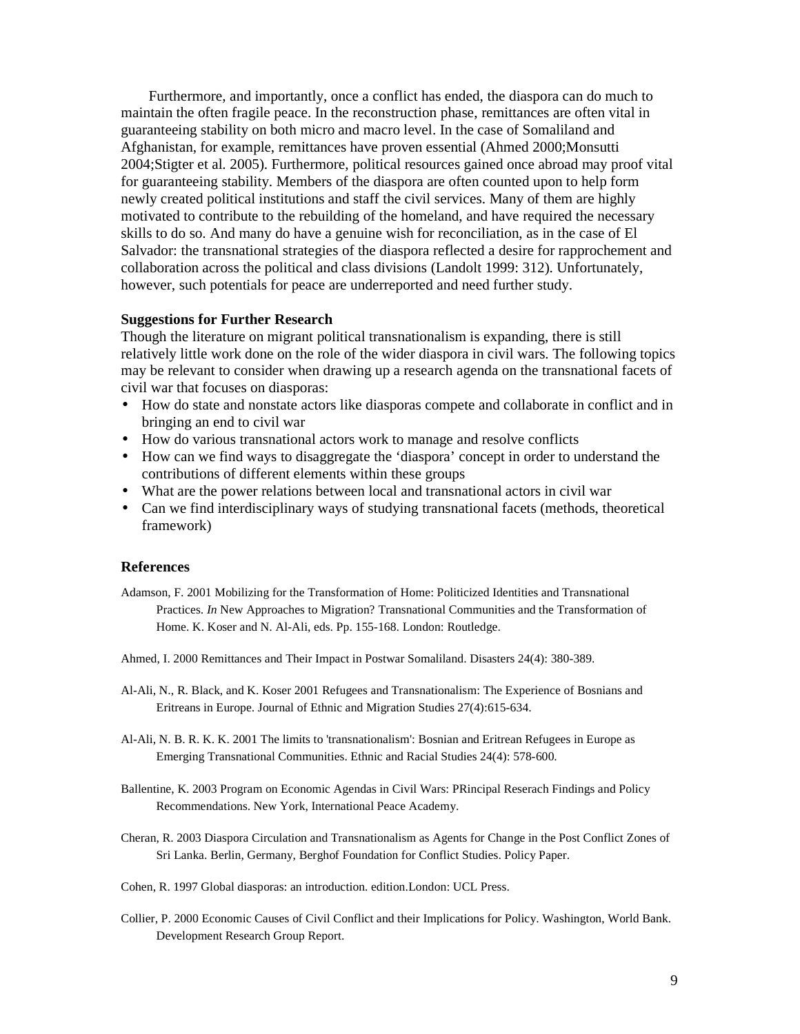Furthermore, and importantly, once a conflict has ended, the diaspora can do much to maintain the often fragile peace. In the reconstruction phase, remittances are often vital in guaranteeing stability on both micro and macro level. In the case of Somaliland and Afghanistan, for example, remittances have proven essential (Ahmed 2000;Monsutti 2004;Stigter et al. 2005). Furthermore, political resources gained once abroad may proof vital for guaranteeing stability. Members of the diaspora are often counted upon to help form newly created political institutions and staff the civil services. Many of them are highly motivated to contribute to the rebuilding of the homeland, and have required the necessary skills to do so. And many do have a genuine wish for reconciliation, as in the case of El Salvador: the transnational strategies of the diaspora reflected a desire for rapprochement and collaboration across the political and class divisions (Landolt 1999: 312). Unfortunately, however, such potentials for peace are underreported and need further study.

**Suggestions for Further Research**

Though the literature on migrant political transnationalism is expanding, there is still relatively little work done on the role of the wider diaspora in civil wars. The following topics may be relevant to consider when drawing up a research agenda on the transnational facets of civil war that focuses on diasporas:

- How do state and nonstate actors like diasporas compete and collaborate in conflict and in bringing an end to civil war
- How do various transnational actors work to manage and resolve conflicts
- How can we find ways to disaggregate the 'diaspora' concept in order to understand the contributions of different elements within these groups
- What are the power relations between local and transnational actors in civil war
- Can we find interdisciplinary ways of studying transnational facets (methods, theoretical framework)

## References

Adamson, F. 2001 Mobilizing for the Transformation of Home: Politicized Identities and Transnational Practices. *In* New Approaches to Migration? Transnational Communities and the Transformation of Home. K. Koser and N. Al-Ali, eds. Pp. 155-168. London: Routledge.

Ahmed, I. 2000 Remittances and Their Impact in Postwar Somaliland. Disasters 24(4): 380-389.

Al-Ali, N., R. Black, and K. Koser 2001 Refugees and Transnationalism: The Experience of Bosnians and Eritreans in Europe. Journal of Ethnic and Migration Studies 27(4):615-634.

Al-Ali, N. B. R. K. K. 2001 The limits to 'transnationalism': Bosnian and Eritrean Refugees in Europe as Emerging Transnational Communities. Ethnic and Racial Studies 24(4): 578-600.

Ballentine, K. 2003 Program on Economic Agendas in Civil Wars: PRincipal Reserach Findings and Policy Recommendations. New York, International Peace Academy.

Cheran, R. 2003 Diaspora Circulation and Transnationalism as Agents for Change in the Post Conflict Zones of Sri Lanka. Berlin, Germany, Berghof Foundation for Conflict Studies. Policy Paper.

Cohen, R. 1997 Global diasporas: an introduction. edition.London: UCL Press.

Collier, P. 2000 Economic Causes of Civil Conflict and their Implications for Policy. Washington, World Bank. Development Research Group Report.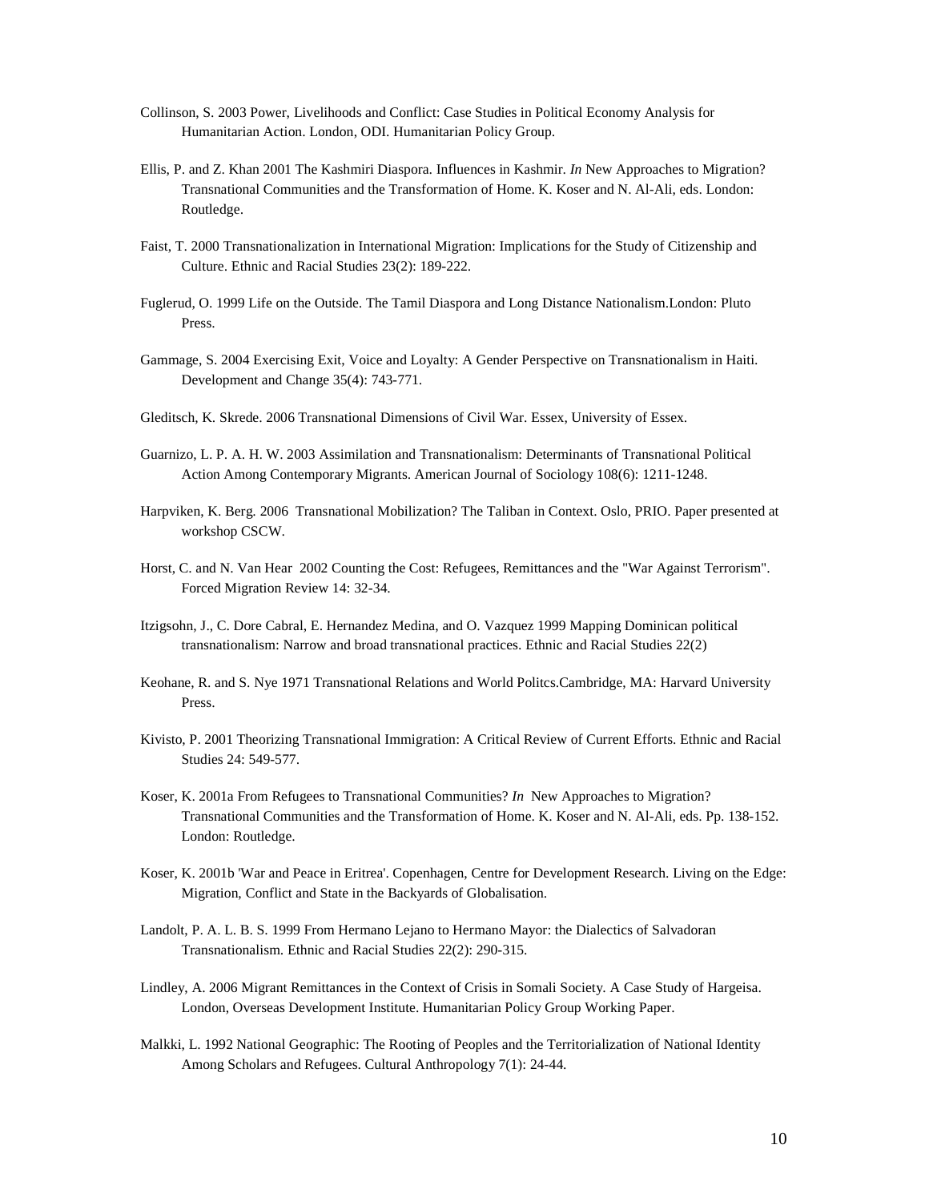Collinson, S. 2003 Power, Livelihoods and Conflict: Case Studies in Political Economy Analysis for Humanitarian Action. London, ODI. Humanitarian Policy Group.

Ellis, P. and Z. Khan 2001 The Kashmiri Diaspora. Influences in Kashmir. *In* New Approaches to Migration? Transnational Communities and the Transformation of Home. K. Koser and N. Al-Ali, eds. London: Routledge.

Faist, T. 2000 Transnationalization in International Migration: Implications for the Study of Citizenship and Culture. Ethnic and Racial Studies 23(2): 189-222.

Fuglerud, O. 1999 Life on the Outside. The Tamil Diaspora and Long Distance Nationalism.London: Pluto Press.

Gammage, S. 2004 Exercising Exit, Voice and Loyalty: A Gender Perspective on Transnationalism in Haiti. Development and Change 35(4): 743-771.

Gleditsch, K. Skrede. 2006 Transnational Dimensions of Civil War. Essex, University of Essex.

Guarnizo, L. P. A. H. W. 2003 Assimilation and Transnationalism: Determinants of Transnational Political Action Among Contemporary Migrants. American Journal of Sociology 108(6): 1211-1248.

Harpviken, K. Berg. 2006 Transnational Mobilization? The Taliban in Context. Oslo, PRIO. Paper presented at workshop CSCW.

Horst, C. and N. Van Hear 2002 Counting the Cost: Refugees, Remittances and the "War Against Terrorism". Forced Migration Review 14: 32-34.

Itzigsohn, J., C. Dore Cabral, E. Hernandez Medina, and O. Vazquez 1999 Mapping Dominican political transnationalism: Narrow and broad transnational practices. Ethnic and Racial Studies 22(2)

Keohane, R. and S. Nye 1971 Transnational Relations and World Politcs.Cambridge, MA: Harvard University Press.

Kivisto, P. 2001 Theorizing Transnational Immigration: A Critical Review of Current Efforts. Ethnic and Racial Studies 24: 549-577.

Koser, K. 2001a From Refugees to Transnational Communities? *In* New Approaches to Migration? Transnational Communities and the Transformation of Home. K. Koser and N. Al-Ali, eds. Pp. 138-152. London: Routledge.

Koser, K. 2001b 'War and Peace in Eritrea'. Copenhagen, Centre for Development Research. Living on the Edge: Migration, Conflict and State in the Backyards of Globalisation.

Landolt, P. A. L. B. S. 1999 From Hermano Lejano to Hermano Mayor: the Dialectics of Salvadoran Transnationalism. Ethnic and Racial Studies 22(2): 290-315.

Lindley, A. 2006 Migrant Remittances in the Context of Crisis in Somali Society. A Case Study of Hargeisa. London, Overseas Development Institute. Humanitarian Policy Group Working Paper.

Malkki, L. 1992 National Geographic: The Rooting of Peoples and the Territorialization of National Identity Among Scholars and Refugees. Cultural Anthropology 7(1): 24-44.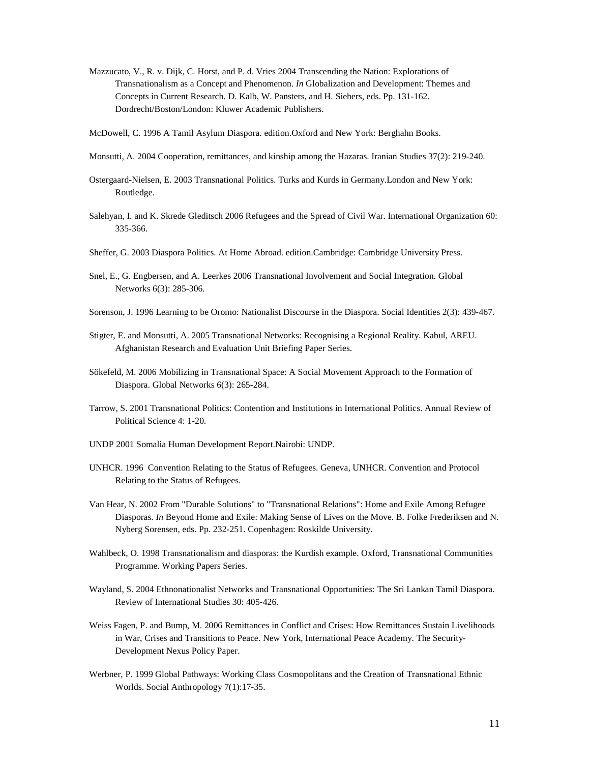Mazzucato, V., R. v. Dijk, C. Horst, and P. d. Vries 2004 Transcending the Nation: Explorations of Transnationalism as a Concept and Phenomenon. *In* Globalization and Development: Themes and Concepts in Current Research. D. Kalb, W. Pansters, and H. Siebers, eds. Pp. 131-162. Dordrecht/Boston/London: Kluwer Academic Publishers.

McDowell, C. 1996 A Tamil Asylum Diaspora. edition.Oxford and New York: Berghahn Books.

Monsutti, A. 2004 Cooperation, remittances, and kinship among the Hazaras. Iranian Studies 37(2): 219-240.

Ostergaard-Nielsen, E. 2003 Transnational Politics. Turks and Kurds in Germany.London and New York: Routledge.

Salehyan, I. and K. Skrede Gleditsch 2006 Refugees and the Spread of Civil War. International Organization 60: 335-366.

Sheffer, G. 2003 Diaspora Politics. At Home Abroad. edition.Cambridge: Cambridge University Press.

Snel, E., G. Engbersen, and A. Leerkes 2006 Transnational Involvement and Social Integration. Global Networks 6(3): 285-306.

Sorenson, J. 1996 Learning to be Oromo: Nationalist Discourse in the Diaspora. Social Identities 2(3): 439-467.

Stigter, E. and Monsutti, A. 2005 Transnational Networks: Recognising a Regional Reality. Kabul, AREU. Afghanistan Research and Evaluation Unit Briefing Paper Series.

Sökefeld, M. 2006 Mobilizing in Transnational Space: A Social Movement Approach to the Formation of Diaspora. Global Networks 6(3): 265-284.

Tarrow, S. 2001 Transnational Politics: Contention and Institutions in International Politics. Annual Review of Political Science 4: 1-20.

UNDP 2001 Somalia Human Development Report.Nairobi: UNDP.

UNHCR. 1996 Convention Relating to the Status of Refugees. Geneva, UNHCR. Convention and Protocol Relating to the Status of Refugees.

Van Hear, N. 2002 From "Durable Solutions" to "Transnational Relations": Home and Exile Among Refugee Diasporas. *In* Beyond Home and Exile: Making Sense of Lives on the Move. B. Folke Frederiksen and N. Nyberg Sorensen, eds. Pp. 232-251. Copenhagen: Roskilde University.

Wahlbeck, O. 1998 Transnationalism and diasporas: the Kurdish example. Oxford, Transnational Communities Programme. Working Papers Series.

Wayland, S. 2004 Ethnonationalist Networks and Transnational Opportunities: The Sri Lankan Tamil Diaspora. Review of International Studies 30: 405-426.

Weiss Fagen, P. and Bump, M. 2006 Remittances in Conflict and Crises: How Remittances Sustain Livelihoods in War, Crises and Transitions to Peace. New York, International Peace Academy. The Security-Development Nexus Policy Paper.

Werbner, P. 1999 Global Pathways: Working Class Cosmopolitans and the Creation of Transnational Ethnic Worlds. Social Anthropology 7(1):17-35.